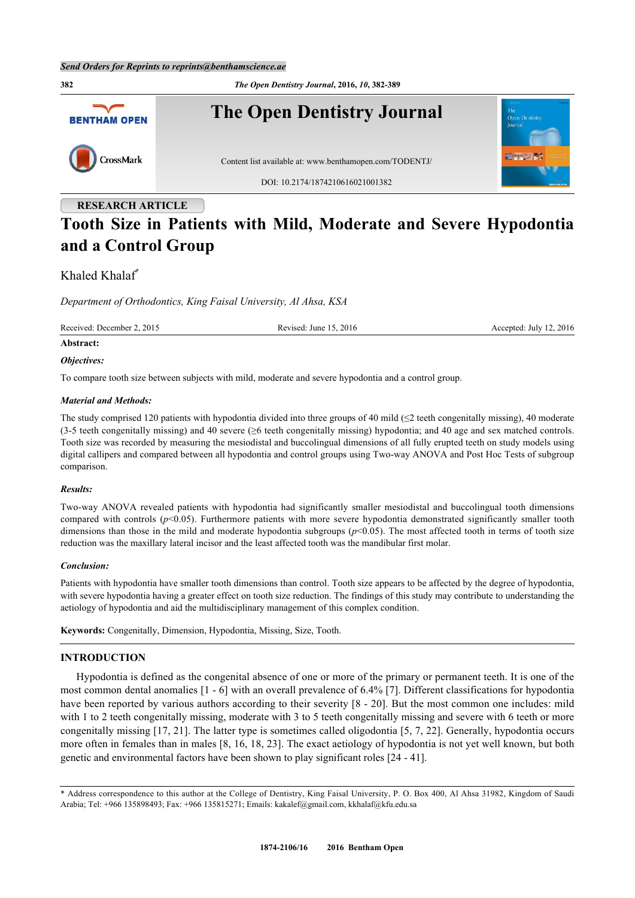Send Orders for Reprints to reprints@benthamscience.ae

**RESEARCH ARTICLE**

# Tooth Size in Patients with Mild, Moderate and Severe Hypodontia and a Control Group

Khaled Khalaf*

*Department of Orthodontics, King Faisal University, Al Ahsa, KSA*

Received: December 2, 2015 Revised: June 15, 2016 Accepted: July 12, 2016

**Abstract:**

***Objectives:***

To compare tooth size between subjects with mild, moderate and severe hypodontia and a control group.

***Material and Methods:***

The study comprised 120 patients with hypodontia divided into three groups of 40 mild (≤2 teeth congenitally missing), 40 moderate (3-5 teeth congenitally missing) and 40 severe (≥6 teeth congenitally missing) hypodontia; and 40 age and sex matched controls. Tooth size was recorded by measuring the mesiodistal and buccolingual dimensions of all fully erupted teeth on study models using digital callipers and compared between all hypodontia and control groups using Two-way ANOVA and Post Hoc Tests of subgroup comparison.

***Results:***

Two-way ANOVA revealed patients with hypodontia had significantly smaller mesiodistal and buccolingual tooth dimensions compared with controls ($p$<0.05). Furthermore patients with more severe hypodontia demonstrated significantly smaller tooth dimensions than those in the mild and moderate hypodontia subgroups ($p$<0.05). The most affected tooth in terms of tooth size reduction was the maxillary lateral incisor and the least affected tooth was the mandibular first molar.

***Conclusion:***

Patients with hypodontia have smaller tooth dimensions than control. Tooth size appears to be affected by the degree of hypodontia, with severe hypodontia having a greater effect on tooth size reduction. The findings of this study may contribute to understanding the aetiology of hypodontia and aid the multidisciplinary management of this complex condition.

**Keywords:** Congenitally, Dimension, Hypodontia, Missing, Size, Tooth.

## INTRODUCTION

Hypodontia is defined as the congenital absence of one or more of the primary or permanent teeth. It is one of the most common dental anomalies [1 - 6] with an overall prevalence of 6.4% [7]. Different classifications for hypodontia have been reported by various authors according to their severity [8 - 20]. But the most common one includes: mild with 1 to 2 teeth congenitally missing, moderate with 3 to 5 teeth congenitally missing and severe with 6 teeth or more congenitally missing [17, 21]. The latter type is sometimes called oligodontia [5, 7, 22]. Generally, hypodontia occurs more often in females than in males [8, 16, 18, 23]. The exact aetiology of hypodontia is not yet well known, but both genetic and environmental factors have been shown to play significant roles [24 - 41].

* Address correspondence to this author at the College of Dentistry, King Faisal University, P. O. Box 400, Al Ahsa 31982, Kingdom of Saudi Arabia; Tel: +966 135898493; Fax: +966 135815271; Emails: kakalef@gmail.com, kkhalaf@kfu.edu.sa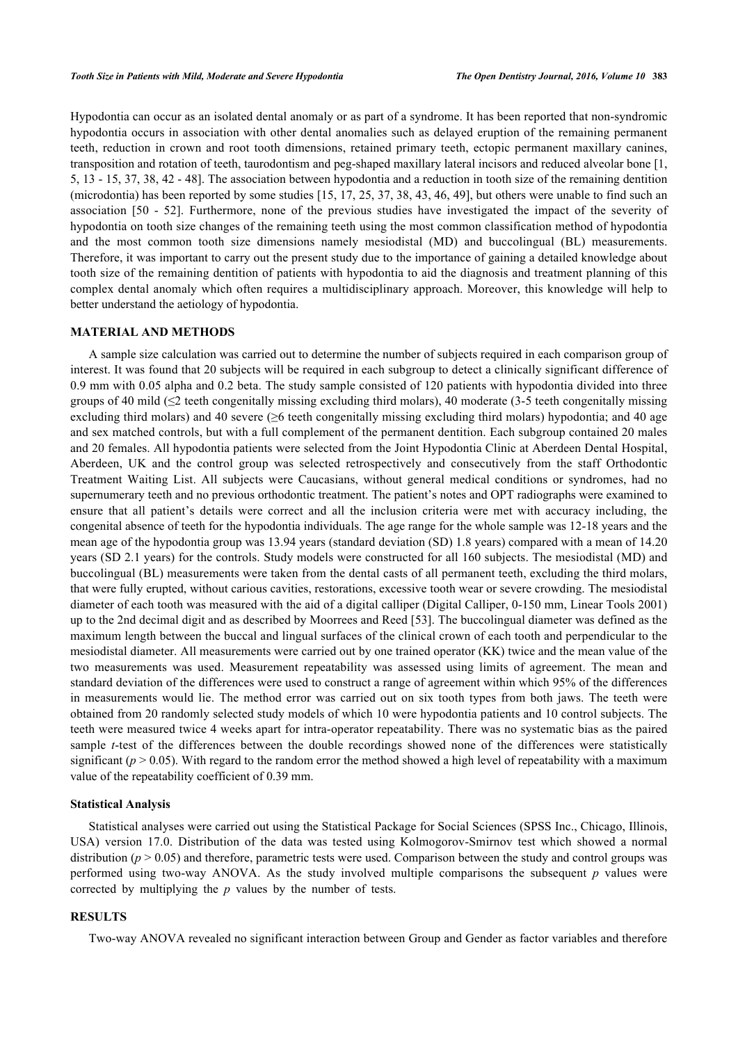Hypodontia can occur as an isolated dental anomaly or as part of a syndrome. It has been reported that non-syndromic hypodontia occurs in association with other dental anomalies such as delayed eruption of the remaining permanent teeth, reduction in crown and root tooth dimensions, retained primary teeth, ectopic permanent maxillary canines, transposition and rotation of teeth, taurodontism and peg-shaped maxillary lateral incisors and reduced alveolar bone [1, 5, 13 - 15, 37, 38, 42 - 48]. The association between hypodontia and a reduction in tooth size of the remaining dentition (microdontia) has been reported by some studies [15, 17, 25, 37, 38, 43, 46, 49], but others were unable to find such an association [50 - 52]. Furthermore, none of the previous studies have investigated the impact of the severity of hypodontia on tooth size changes of the remaining teeth using the most common classification method of hypodontia and the most common tooth size dimensions namely mesiodistal (MD) and buccolingual (BL) measurements. Therefore, it was important to carry out the present study due to the importance of gaining a detailed knowledge about tooth size of the remaining dentition of patients with hypodontia to aid the diagnosis and treatment planning of this complex dental anomaly which often requires a multidisciplinary approach. Moreover, this knowledge will help to better understand the aetiology of hypodontia.

## MATERIAL AND METHODS

A sample size calculation was carried out to determine the number of subjects required in each comparison group of interest. It was found that 20 subjects will be required in each subgroup to detect a clinically significant difference of 0.9 mm with 0.05 alpha and 0.2 beta. The study sample consisted of 120 patients with hypodontia divided into three groups of 40 mild (≤2 teeth congenitally missing excluding third molars), 40 moderate (3-5 teeth congenitally missing excluding third molars) and 40 severe (≥6 teeth congenitally missing excluding third molars) hypodontia; and 40 age and sex matched controls, but with a full complement of the permanent dentition. Each subgroup contained 20 males and 20 females. All hypodontia patients were selected from the Joint Hypodontia Clinic at Aberdeen Dental Hospital, Aberdeen, UK and the control group was selected retrospectively and consecutively from the staff Orthodontic Treatment Waiting List. All subjects were Caucasians, without general medical conditions or syndromes, had no supernumerary teeth and no previous orthodontic treatment. The patient's notes and OPT radiographs were examined to ensure that all patient's details were correct and all the inclusion criteria were met with accuracy including, the congenital absence of teeth for the hypodontia individuals. The age range for the whole sample was 12-18 years and the mean age of the hypodontia group was 13.94 years (standard deviation (SD) 1.8 years) compared with a mean of 14.20 years (SD 2.1 years) for the controls. Study models were constructed for all 160 subjects. The mesiodistal (MD) and buccolingual (BL) measurements were taken from the dental casts of all permanent teeth, excluding the third molars, that were fully erupted, without carious cavities, restorations, excessive tooth wear or severe crowding. The mesiodistal diameter of each tooth was measured with the aid of a digital calliper (Digital Calliper, 0-150 mm, Linear Tools 2001) up to the 2nd decimal digit and as described by Moorrees and Reed [53]. The buccolingual diameter was defined as the maximum length between the buccal and lingual surfaces of the clinical crown of each tooth and perpendicular to the mesiodistal diameter. All measurements were carried out by one trained operator (KK) twice and the mean value of the two measurements was used. Measurement repeatability was assessed using limits of agreement. The mean and standard deviation of the differences were used to construct a range of agreement within which 95% of the differences in measurements would lie. The method error was carried out on six tooth types from both jaws. The teeth were obtained from 20 randomly selected study models of which 10 were hypodontia patients and 10 control subjects. The teeth were measured twice 4 weeks apart for intra-operator repeatability. There was no systematic bias as the paired sample *t*-test of the differences between the double recordings showed none of the differences were statistically significant ($p > 0.05$). With regard to the random error the method showed a high level of repeatability with a maximum value of the repeatability coefficient of 0.39 mm.

### Statistical Analysis

Statistical analyses were carried out using the Statistical Package for Social Sciences (SPSS Inc., Chicago, Illinois, USA) version 17.0. Distribution of the data was tested using Kolmogorov-Smirnov test which showed a normal distribution ($p > 0.05$) and therefore, parametric tests were used. Comparison between the study and control groups was performed using two-way ANOVA. As the study involved multiple comparisons the subsequent $p$ values were corrected by multiplying the $p$ values by the number of tests.

## RESULTS

Two-way ANOVA revealed no significant interaction between Group and Gender as factor variables and therefore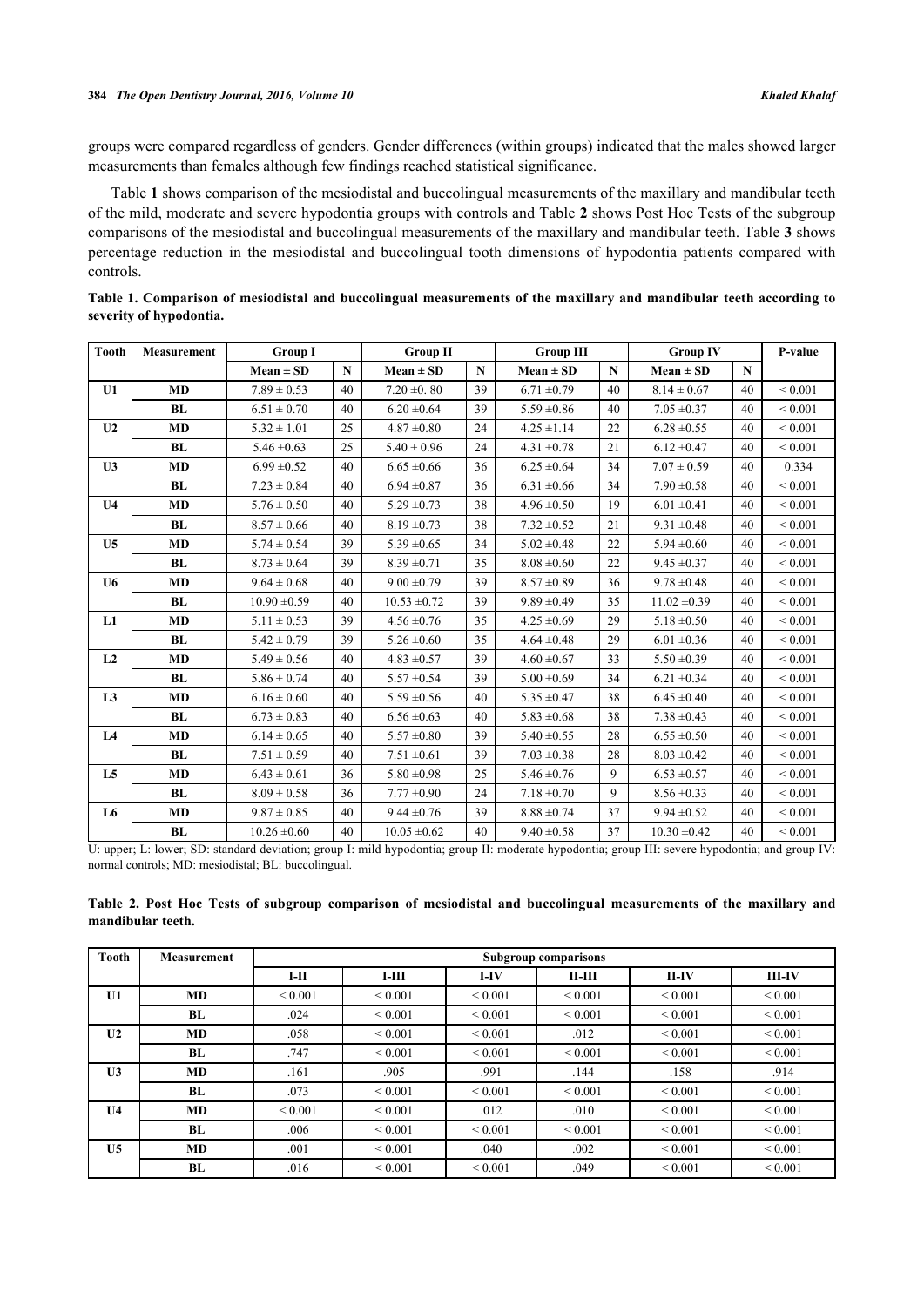groups were compared regardless of genders. Gender differences (within groups) indicated that the males showed larger measurements than females although few findings reached statistical significance.

Table **1** shows comparison of the mesiodistal and buccolingual measurements of the maxillary and mandibular teeth of the mild, moderate and severe hypodontia groups with controls and Table **2** shows Post Hoc Tests of the subgroup comparisons of the mesiodistal and buccolingual measurements of the maxillary and mandibular teeth. Table **3** shows percentage reduction in the mesiodistal and buccolingual tooth dimensions of hypodontia patients compared with controls.

**Table 1. Comparison of mesiodistal and buccolingual measurements of the maxillary and mandibular teeth according to severity of hypodontia.**

| Tooth | Measurement | Group I | | Group II | | Group III | | Group IV | | P-value |
|---|---|---|---|---|---|---|---|---|---|---|
| | | Mean ± SD | N | Mean ± SD | N | Mean ± SD | N | Mean ± SD | N | |
| U1 | MD | 7.89 ± 0.53 | 40 | 7.20 ±0. 80 | 39 | 6.71 ±0.79 | 40 | 8.14 ± 0.67 | 40 | < 0.001 |
| | BL | 6.51 ± 0.70 | 40 | 6.20 ±0.64 | 39 | 5.59 ±0.86 | 40 | 7.05 ±0.37 | 40 | < 0.001 |
| U2 | MD | 5.32 ± 1.01 | 25 | 4.87 ±0.80 | 24 | 4.25 ±1.14 | 22 | 6.28 ±0.55 | 40 | < 0.001 |
| | BL | 5.46 ±0.63 | 25 | 5.40 ± 0.96 | 24 | 4.31 ±0.78 | 21 | 6.12 ±0.47 | 40 | < 0.001 |
| U3 | MD | 6.99 ±0.52 | 40 | 6.65 ±0.66 | 36 | 6.25 ±0.64 | 34 | 7.07 ± 0.59 | 40 | 0.334 |
| | BL | 7.23 ± 0.84 | 40 | 6.94 ±0.87 | 36 | 6.31 ±0.66 | 34 | 7.90 ±0.58 | 40 | < 0.001 |
| U4 | MD | 5.76 ± 0.50 | 40 | 5.29 ±0.73 | 38 | 4.96 ±0.50 | 19 | 6.01 ±0.41 | 40 | < 0.001 |
| | BL | 8.57 ± 0.66 | 40 | 8.19 ±0.73 | 38 | 7.32 ±0.52 | 21 | 9.31 ±0.48 | 40 | < 0.001 |
| U5 | MD | 5.74 ± 0.54 | 39 | 5.39 ±0.65 | 34 | 5.02 ±0.48 | 22 | 5.94 ±0.60 | 40 | < 0.001 |
| | BL | 8.73 ± 0.64 | 39 | 8.39 ±0.71 | 35 | 8.08 ±0.60 | 22 | 9.45 ±0.37 | 40 | < 0.001 |
| U6 | MD | 9.64 ± 0.68 | 40 | 9.00 ±0.79 | 39 | 8.57 ±0.89 | 36 | 9.78 ±0.48 | 40 | < 0.001 |
| | BL | 10.90 ±0.59 | 40 | 10.53 ±0.72 | 39 | 9.89 ±0.49 | 35 | 11.02 ±0.39 | 40 | < 0.001 |
| L1 | MD | 5.11 ± 0.53 | 39 | 4.56 ±0.76 | 35 | 4.25 ±0.69 | 29 | 5.18 ±0.50 | 40 | < 0.001 |
| | BL | 5.42 ± 0.79 | 39 | 5.26 ±0.60 | 35 | 4.64 ±0.48 | 29 | 6.01 ±0.36 | 40 | < 0.001 |
| L2 | MD | 5.49 ± 0.56 | 40 | 4.83 ±0.57 | 39 | 4.60 ±0.67 | 33 | 5.50 ±0.39 | 40 | < 0.001 |
| | BL | 5.86 ± 0.74 | 40 | 5.57 ±0.54 | 39 | 5.00 ±0.69 | 34 | 6.21 ±0.34 | 40 | < 0.001 |
| L3 | MD | 6.16 ± 0.60 | 40 | 5.59 ±0.56 | 40 | 5.35 ±0.47 | 38 | 6.45 ±0.40 | 40 | < 0.001 |
| | BL | 6.73 ± 0.83 | 40 | 6.56 ±0.63 | 40 | 5.83 ±0.68 | 38 | 7.38 ±0.43 | 40 | < 0.001 |
| L4 | MD | 6.14 ± 0.65 | 40 | 5.57 ±0.80 | 39 | 5.40 ±0.55 | 28 | 6.55 ±0.50 | 40 | < 0.001 |
| | BL | 7.51 ± 0.59 | 40 | 7.51 ±0.61 | 39 | 7.03 ±0.38 | 28 | 8.03 ±0.42 | 40 | < 0.001 |
| L5 | MD | 6.43 ± 0.61 | 36 | 5.80 ±0.98 | 25 | 5.46 ±0.76 | 9 | 6.53 ±0.57 | 40 | < 0.001 |
| | BL | 8.09 ± 0.58 | 36 | 7.77 ±0.90 | 24 | 7.18 ±0.70 | 9 | 8.56 ±0.33 | 40 | < 0.001 |
| L6 | MD | 9.87 ± 0.85 | 40 | 9.44 ±0.76 | 39 | 8.88 ±0.74 | 37 | 9.94 ±0.52 | 40 | < 0.001 |
| | BL | 10.26 ±0.60 | 40 | 10.05 ±0.62 | 40 | 9.40 ±0.58 | 37 | 10.30 ±0.42 | 40 | < 0.001 |

U: upper; L: lower; SD: standard deviation; group I: mild hypodontia; group II: moderate hypodontia; group III: severe hypodontia; and group IV: normal controls; MD: mesiodistal; BL: buccolingual.

**Table 2. Post Hoc Tests of subgroup comparison of mesiodistal and buccolingual measurements of the maxillary and mandibular teeth.**

| Tooth | Measurement | Subgroup comparisons | | | | | |
|---|---|---|---|---|---|---|---|
| | | I-II | I-III | I-IV | II-III | II-IV | III-IV |
| U1 | MD | < 0.001 | < 0.001 | < 0.001 | < 0.001 | < 0.001 | < 0.001 |
| | BL | .024 | < 0.001 | < 0.001 | < 0.001 | < 0.001 | < 0.001 |
| U2 | MD | .058 | < 0.001 | < 0.001 | .012 | < 0.001 | < 0.001 |
| | BL | .747 | < 0.001 | < 0.001 | < 0.001 | < 0.001 | < 0.001 |
| U3 | MD | .161 | .905 | .991 | .144 | .158 | .914 |
| | BL | .073 | < 0.001 | < 0.001 | < 0.001 | < 0.001 | < 0.001 |
| U4 | MD | < 0.001 | < 0.001 | .012 | .010 | < 0.001 | < 0.001 |
| | BL | .006 | < 0.001 | < 0.001 | < 0.001 | < 0.001 | < 0.001 |
| U5 | MD | .001 | < 0.001 | .040 | .002 | < 0.001 | < 0.001 |
| | BL | .016 | < 0.001 | < 0.001 | .049 | < 0.001 | < 0.001 |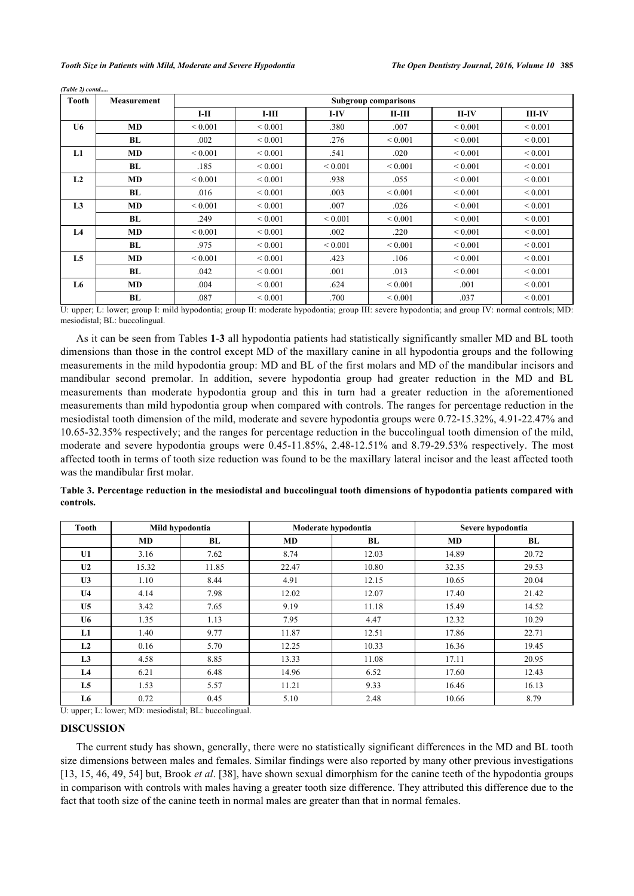*(Table 2) contd.....*

| Tooth | Measurement | Subgroup comparisons | | | | | |
|---|---|---|---|---|---|---|---|
| | | I-II | I-III | I-IV | II-III | II-IV | III-IV |
| U6 | MD | < 0.001 | < 0.001 | .380 | .007 | < 0.001 | < 0.001 |
| | BL | .002 | < 0.001 | .276 | < 0.001 | < 0.001 | < 0.001 |
| L1 | MD | < 0.001 | < 0.001 | .541 | .020 | < 0.001 | < 0.001 |
| | BL | .185 | < 0.001 | < 0.001 | < 0.001 | < 0.001 | < 0.001 |
| L2 | MD | < 0.001 | < 0.001 | .938 | .055 | < 0.001 | < 0.001 |
| | BL | .016 | < 0.001 | .003 | < 0.001 | < 0.001 | < 0.001 |
| L3 | MD | < 0.001 | < 0.001 | .007 | .026 | < 0.001 | < 0.001 |
| | BL | .249 | < 0.001 | < 0.001 | < 0.001 | < 0.001 | < 0.001 |
| L4 | MD | < 0.001 | < 0.001 | .002 | .220 | < 0.001 | < 0.001 |
| | BL | .975 | < 0.001 | < 0.001 | < 0.001 | < 0.001 | < 0.001 |
| L5 | MD | < 0.001 | < 0.001 | .423 | .106 | < 0.001 | < 0.001 |
| | BL | .042 | < 0.001 | .001 | .013 | < 0.001 | < 0.001 |
| L6 | MD | .004 | < 0.001 | .624 | < 0.001 | .001 | < 0.001 |
| | BL | .087 | < 0.001 | .700 | < 0.001 | .037 | < 0.001 |

U: upper; L: lower; group I: mild hypodontia; group II: moderate hypodontia; group III: severe hypodontia; and group IV: normal controls; MD: mesiodistal; BL: buccolingual.

As it can be seen from Tables **1-3** all hypodontia patients had statistically significantly smaller MD and BL tooth dimensions than those in the control except MD of the maxillary canine in all hypodontia groups and the following measurements in the mild hypodontia group: MD and BL of the first molars and MD of the mandibular incisors and mandibular second premolar. In addition, severe hypodontia group had greater reduction in the MD and BL measurements than moderate hypodontia group and this in turn had a greater reduction in the aforementioned measurements than mild hypodontia group when compared with controls. The ranges for percentage reduction in the mesiodistal tooth dimension of the mild, moderate and severe hypodontia groups were 0.72-15.32%, 4.91-22.47% and 10.65-32.35% respectively; and the ranges for percentage reduction in the buccolingual tooth dimension of the mild, moderate and severe hypodontia groups were 0.45-11.85%, 2.48-12.51% and 8.79-29.53% respectively. The most affected tooth in terms of tooth size reduction was found to be the maxillary lateral incisor and the least affected tooth was the mandibular first molar.

**Table 3. Percentage reduction in the mesiodistal and buccolingual tooth dimensions of hypodontia patients compared with controls.**

| Tooth | Mild hypodontia | | Moderate hypodontia | | Severe hypodontia | |
|---|---|---|---|---|---|---|
| | MD | BL | MD | BL | MD | BL |
| U1 | 3.16 | 7.62 | 8.74 | 12.03 | 14.89 | 20.72 |
| U2 | 15.32 | 11.85 | 22.47 | 10.80 | 32.35 | 29.53 |
| U3 | 1.10 | 8.44 | 4.91 | 12.15 | 10.65 | 20.04 |
| U4 | 4.14 | 7.98 | 12.02 | 12.07 | 17.40 | 21.42 |
| U5 | 3.42 | 7.65 | 9.19 | 11.18 | 15.49 | 14.52 |
| U6 | 1.35 | 1.13 | 7.95 | 4.47 | 12.32 | 10.29 |
| L1 | 1.40 | 9.77 | 11.87 | 12.51 | 17.86 | 22.71 |
| L2 | 0.16 | 5.70 | 12.25 | 10.33 | 16.36 | 19.45 |
| L3 | 4.58 | 8.85 | 13.33 | 11.08 | 17.11 | 20.95 |
| L4 | 6.21 | 6.48 | 14.96 | 6.52 | 17.60 | 12.43 |
| L5 | 1.53 | 5.57 | 11.21 | 9.33 | 16.46 | 16.13 |
| L6 | 0.72 | 0.45 | 5.10 | 2.48 | 10.66 | 8.79 |

U: upper; L: lower; MD: mesiodistal; BL: buccolingual.

## DISCUSSION

The current study has shown, generally, there were no statistically significant differences in the MD and BL tooth size dimensions between males and females. Similar findings were also reported by many other previous investigations [13, 15, 46, 49, 54] but, Brook *et al*. [38], have shown sexual dimorphism for the canine teeth of the hypodontia groups in comparison with controls with males having a greater tooth size difference. They attributed this difference due to the fact that tooth size of the canine teeth in normal males are greater than that in normal females.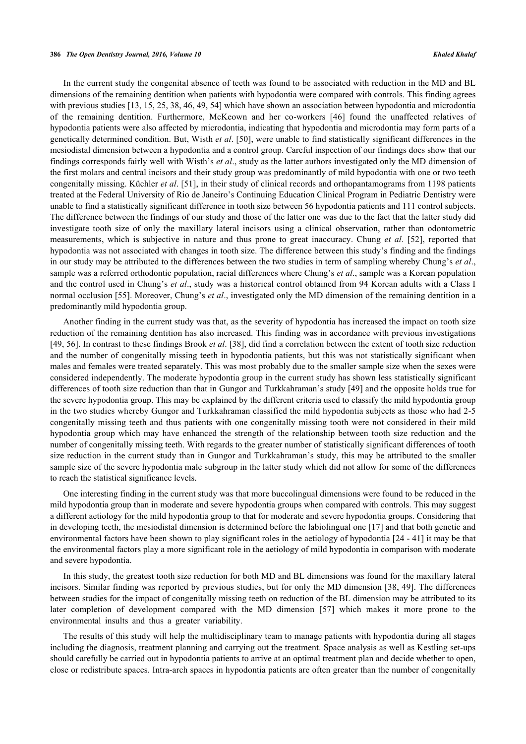In the current study the congenital absence of teeth was found to be associated with reduction in the MD and BL dimensions of the remaining dentition when patients with hypodontia were compared with controls. This finding agrees with previous studies [13, 15, 25, 38, 46, 49, 54] which have shown an association between hypodontia and microdontia of the remaining dentition. Furthermore, McKeown and her co-workers [46] found the unaffected relatives of hypodontia patients were also affected by microdontia, indicating that hypodontia and microdontia may form parts of a genetically determined condition. But, Wisth *et al*. [50], were unable to find statistically significant differences in the mesiodistal dimension between a hypodontia and a control group. Careful inspection of our findings does show that our findings corresponds fairly well with Wisth's *et al*., study as the latter authors investigated only the MD dimension of the first molars and central incisors and their study group was predominantly of mild hypodontia with one or two teeth congenitally missing. Küchler *et al*. [51], in their study of clinical records and orthopantamograms from 1198 patients treated at the Federal University of Rio de Janeiro's Continuing Education Clinical Program in Pediatric Dentistry were unable to find a statistically significant difference in tooth size between 56 hypodontia patients and 111 control subjects. The difference between the findings of our study and those of the latter one was due to the fact that the latter study did investigate tooth size of only the maxillary lateral incisors using a clinical observation, rather than odontometric measurements, which is subjective in nature and thus prone to great inaccuracy. Chung *et al*. [52], reported that hypodontia was not associated with changes in tooth size. The difference between this study's finding and the findings in our study may be attributed to the differences between the two studies in term of sampling whereby Chung's *et al*., sample was a referred orthodontic population, racial differences where Chung's *et al*., sample was a Korean population and the control used in Chung's *et al*., study was a historical control obtained from 94 Korean adults with a Class I normal occlusion [55]. Moreover, Chung's *et al*., investigated only the MD dimension of the remaining dentition in a predominantly mild hypodontia group.

Another finding in the current study was that, as the severity of hypodontia has increased the impact on tooth size reduction of the remaining dentition has also increased. This finding was in accordance with previous investigations [49, 56]. In contrast to these findings Brook *et al*. [38], did find a correlation between the extent of tooth size reduction and the number of congenitally missing teeth in hypodontia patients, but this was not statistically significant when males and females were treated separately. This was most probably due to the smaller sample size when the sexes were considered independently. The moderate hypodontia group in the current study has shown less statistically significant differences of tooth size reduction than that in Gungor and Turkkahraman's study [49] and the opposite holds true for the severe hypodontia group. This may be explained by the different criteria used to classify the mild hypodontia group in the two studies whereby Gungor and Turkkahraman classified the mild hypodontia subjects as those who had 2-5 congenitally missing teeth and thus patients with one congenitally missing tooth were not considered in their mild hypodontia group which may have enhanced the strength of the relationship between tooth size reduction and the number of congenitally missing teeth. With regards to the greater number of statistically significant differences of tooth size reduction in the current study than in Gungor and Turkkahraman's study, this may be attributed to the smaller sample size of the severe hypodontia male subgroup in the latter study which did not allow for some of the differences to reach the statistical significance levels.

One interesting finding in the current study was that more buccolingual dimensions were found to be reduced in the mild hypodontia group than in moderate and severe hypodontia groups when compared with controls. This may suggest a different aetiology for the mild hypodontia group to that for moderate and severe hypodontia groups. Considering that in developing teeth, the mesiodistal dimension is determined before the labiolingual one [17] and that both genetic and environmental factors have been shown to play significant roles in the aetiology of hypodontia [24 - 41] it may be that the environmental factors play a more significant role in the aetiology of mild hypodontia in comparison with moderate and severe hypodontia.

In this study, the greatest tooth size reduction for both MD and BL dimensions was found for the maxillary lateral incisors. Similar finding was reported by previous studies, but for only the MD dimension [38, 49]. The differences between studies for the impact of congenitally missing teeth on reduction of the BL dimension may be attributed to its later completion of development compared with the MD dimension [57] which makes it more prone to the environmental insults and thus a greater variability.

The results of this study will help the multidisciplinary team to manage patients with hypodontia during all stages including the diagnosis, treatment planning and carrying out the treatment. Space analysis as well as Kestling set-ups should carefully be carried out in hypodontia patients to arrive at an optimal treatment plan and decide whether to open, close or redistribute spaces. Intra-arch spaces in hypodontia patients are often greater than the number of congenitally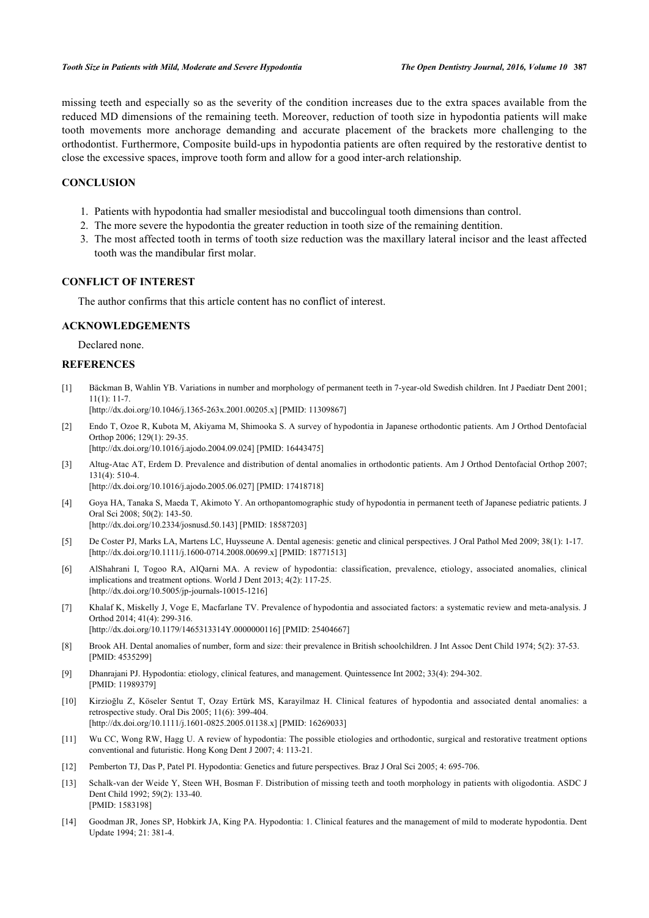missing teeth and especially so as the severity of the condition increases due to the extra spaces available from the reduced MD dimensions of the remaining teeth. Moreover, reduction of tooth size in hypodontia patients will make tooth movements more anchorage demanding and accurate placement of the brackets more challenging to the orthodontist. Furthermore, Composite build-ups in hypodontia patients are often required by the restorative dentist to close the excessive spaces, improve tooth form and allow for a good inter-arch relationship.

## CONCLUSION

1. Patients with hypodontia had smaller mesiodistal and buccolingual tooth dimensions than control.
2. The more severe the hypodontia the greater reduction in tooth size of the remaining dentition.
3. The most affected tooth in terms of tooth size reduction was the maxillary lateral incisor and the least affected tooth was the mandibular first molar.

## CONFLICT OF INTEREST

The author confirms that this article content has no conflict of interest.

## ACKNOWLEDGEMENTS

Declared none.

## REFERENCES

[1] Bäckman B, Wahlin YB. Variations in number and morphology of permanent teeth in 7-year-old Swedish children. Int J Paediatr Dent 2001; 11(1): 11-7.
[http://dx.doi.org/10.1046/j.1365-263x.2001.00205.x] [PMID: 11309867]

[2] Endo T, Ozoe R, Kubota M, Akiyama M, Shimooka S. A survey of hypodontia in Japanese orthodontic patients. Am J Orthod Dentofacial Orthop 2006; 129(1): 29-35.
[http://dx.doi.org/10.1016/j.ajodo.2004.09.024] [PMID: 16443475]

[3] Altug-Atac AT, Erdem D. Prevalence and distribution of dental anomalies in orthodontic patients. Am J Orthod Dentofacial Orthop 2007; 131(4): 510-4.
[http://dx.doi.org/10.1016/j.ajodo.2005.06.027] [PMID: 17418718]

[4] Goya HA, Tanaka S, Maeda T, Akimoto Y. An orthopantomographic study of hypodontia in permanent teeth of Japanese pediatric patients. J Oral Sci 2008; 50(2): 143-50.
[http://dx.doi.org/10.2334/josnusd.50.143] [PMID: 18587203]

[5] De Coster PJ, Marks LA, Martens LC, Huysseune A. Dental agenesis: genetic and clinical perspectives. J Oral Pathol Med 2009; 38(1): 1-17.
[http://dx.doi.org/10.1111/j.1600-0714.2008.00699.x] [PMID: 18771513]

[6] AlShahrani I, Togoo RA, AlQarni MA. A review of hypodontia: classification, prevalence, etiology, associated anomalies, clinical implications and treatment options. World J Dent 2013; 4(2): 117-25.
[http://dx.doi.org/10.5005/jp-journals-10015-1216]

[7] Khalaf K, Miskelly J, Voge E, Macfarlane TV. Prevalence of hypodontia and associated factors: a systematic review and meta-analysis. J Orthod 2014; 41(4): 299-316.
[http://dx.doi.org/10.1179/1465313314Y.0000000116] [PMID: 25404667]

[8] Brook AH. Dental anomalies of number, form and size: their prevalence in British schoolchildren. J Int Assoc Dent Child 1974; 5(2): 37-53.
[PMID: 4535299]

[9] Dhanrajani PJ. Hypodontia: etiology, clinical features, and management. Quintessence Int 2002; 33(4): 294-302.
[PMID: 11989379]

[10] Kirzioğlu Z, Köseler Sentut T, Ozay Ertürk MS, Karayilmaz H. Clinical features of hypodontia and associated dental anomalies: a retrospective study. Oral Dis 2005; 11(6): 399-404.
[http://dx.doi.org/10.1111/j.1601-0825.2005.01138.x] [PMID: 16269033]

[11] Wu CC, Wong RW, Hagg U. A review of hypodontia: The possible etiologies and orthodontic, surgical and restorative treatment options conventional and futuristic. Hong Kong Dent J 2007; 4: 113-21.

[12] Pemberton TJ, Das P, Patel PI. Hypodontia: Genetics and future perspectives. Braz J Oral Sci 2005; 4: 695-706.

[13] Schalk-van der Weide Y, Steen WH, Bosman F. Distribution of missing teeth and tooth morphology in patients with oligodontia. ASDC J Dent Child 1992; 59(2): 133-40.
[PMID: 1583198]

[14] Goodman JR, Jones SP, Hobkirk JA, King PA. Hypodontia: 1. Clinical features and the management of mild to moderate hypodontia. Dent Update 1994; 21: 381-4.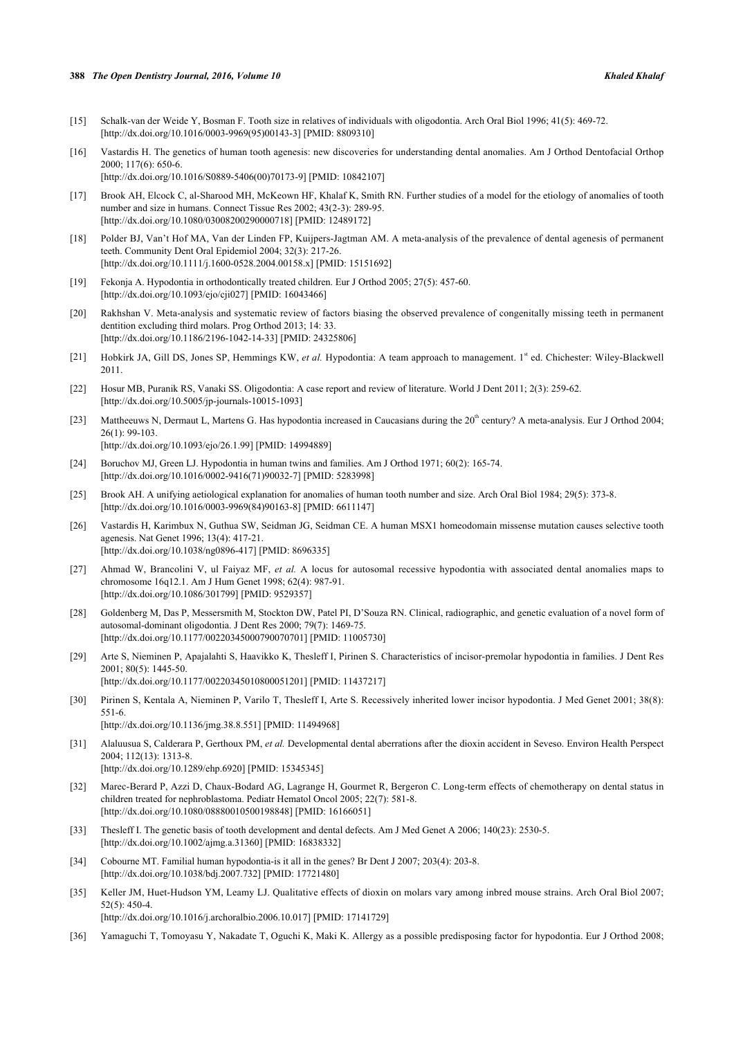[15] Schalk-van der Weide Y, Bosman F. Tooth size in relatives of individuals with oligodontia. Arch Oral Biol 1996; 41(5): 469-72. [http://dx.doi.org/10.1016/0003-9969(95)00143-3] [PMID: 8809310]

[16] Vastardis H. The genetics of human tooth agenesis: new discoveries for understanding dental anomalies. Am J Orthod Dentofacial Orthop 2000; 117(6): 650-6. [http://dx.doi.org/10.1016/S0889-5406(00)70173-9] [PMID: 10842107]

[17] Brook AH, Elcock C, al-Sharood MH, McKeown HF, Khalaf K, Smith RN. Further studies of a model for the etiology of anomalies of tooth number and size in humans. Connect Tissue Res 2002; 43(2-3): 289-95. [http://dx.doi.org/10.1080/03008200290000718] [PMID: 12489172]

[18] Polder BJ, Van't Hof MA, Van der Linden FP, Kuijpers-Jagtman AM. A meta-analysis of the prevalence of dental agenesis of permanent teeth. Community Dent Oral Epidemiol 2004; 32(3): 217-26. [http://dx.doi.org/10.1111/j.1600-0528.2004.00158.x] [PMID: 15151692]

[19] Fekonja A. Hypodontia in orthodontically treated children. Eur J Orthod 2005; 27(5): 457-60. [http://dx.doi.org/10.1093/ejo/cji027] [PMID: 16043466]

[20] Rakhshan V. Meta-analysis and systematic review of factors biasing the observed prevalence of congenitally missing teeth in permanent dentition excluding third molars. Prog Orthod 2013; 14: 33. [http://dx.doi.org/10.1186/2196-1042-14-33] [PMID: 24325806]

[21] Hobkirk JA, Gill DS, Jones SP, Hemmings KW, *et al.* Hypodontia: A team approach to management. 1st ed. Chichester: Wiley-Blackwell 2011.

[22] Hosur MB, Puranik RS, Vanaki SS. Oligodontia: A case report and review of literature. World J Dent 2011; 2(3): 259-62. [http://dx.doi.org/10.5005/jp-journals-10015-1093]

[23] Mattheeuws N, Dermaut L, Martens G. Has hypodontia increased in Caucasians during the 20th century? A meta-analysis. Eur J Orthod 2004; 26(1): 99-103. [http://dx.doi.org/10.1093/ejo/26.1.99] [PMID: 14994889]

[24] Boruchov MJ, Green LJ. Hypodontia in human twins and families. Am J Orthod 1971; 60(2): 165-74. [http://dx.doi.org/10.1016/0002-9416(71)90032-7] [PMID: 5283998]

[25] Brook AH. A unifying aetiological explanation for anomalies of human tooth number and size. Arch Oral Biol 1984; 29(5): 373-8. [http://dx.doi.org/10.1016/0003-9969(84)90163-8] [PMID: 6611147]

[26] Vastardis H, Karimbux N, Guthua SW, Seidman JG, Seidman CE. A human MSX1 homeodomain missense mutation causes selective tooth agenesis. Nat Genet 1996; 13(4): 417-21. [http://dx.doi.org/10.1038/ng0896-417] [PMID: 8696335]

[27] Ahmad W, Brancolini V, ul Faiyaz MF, *et al.* A locus for autosomal recessive hypodontia with associated dental anomalies maps to chromosome 16q12.1. Am J Hum Genet 1998; 62(4): 987-91. [http://dx.doi.org/10.1086/301799] [PMID: 9529357]

[28] Goldenberg M, Das P, Messersmith M, Stockton DW, Patel PI, D'Souza RN. Clinical, radiographic, and genetic evaluation of a novel form of autosomal-dominant oligodontia. J Dent Res 2000; 79(7): 1469-75. [http://dx.doi.org/10.1177/00220345000790070701] [PMID: 11005730]

[29] Arte S, Nieminen P, Apajalahti S, Haavikko K, Thesleff I, Pirinen S. Characteristics of incisor-premolar hypodontia in families. J Dent Res 2001; 80(5): 1445-50. [http://dx.doi.org/10.1177/00220345010800051201] [PMID: 11437217]

[30] Pirinen S, Kentala A, Nieminen P, Varilo T, Thesleff I, Arte S. Recessively inherited lower incisor hypodontia. J Med Genet 2001; 38(8): 551-6. [http://dx.doi.org/10.1136/jmg.38.8.551] [PMID: 11494968]

[31] Alaluusua S, Calderara P, Gerthoux PM, *et al.* Developmental dental aberrations after the dioxin accident in Seveso. Environ Health Perspect 2004; 112(13): 1313-8. [http://dx.doi.org/10.1289/ehp.6920] [PMID: 15345345]

[32] Marec-Berard P, Azzi D, Chaux-Bodard AG, Lagrange H, Gourmet R, Bergeron C. Long-term effects of chemotherapy on dental status in children treated for nephroblastoma. Pediatr Hematol Oncol 2005; 22(7): 581-8. [http://dx.doi.org/10.1080/08880010500198848] [PMID: 16166051]

[33] Thesleff I. The genetic basis of tooth development and dental defects. Am J Med Genet A 2006; 140(23): 2530-5. [http://dx.doi.org/10.1002/ajmg.a.31360] [PMID: 16838332]

[34] Cobourne MT. Familial human hypodontia-is it all in the genes? Br Dent J 2007; 203(4): 203-8. [http://dx.doi.org/10.1038/bdj.2007.732] [PMID: 17721480]

[35] Keller JM, Huet-Hudson YM, Leamy LJ. Qualitative effects of dioxin on molars vary among inbred mouse strains. Arch Oral Biol 2007; 52(5): 450-4. [http://dx.doi.org/10.1016/j.archoralbio.2006.10.017] [PMID: 17141729]

[36] Yamaguchi T, Tomoyasu Y, Nakadate T, Oguchi K, Maki K. Allergy as a possible predisposing factor for hypodontia. Eur J Orthod 2008;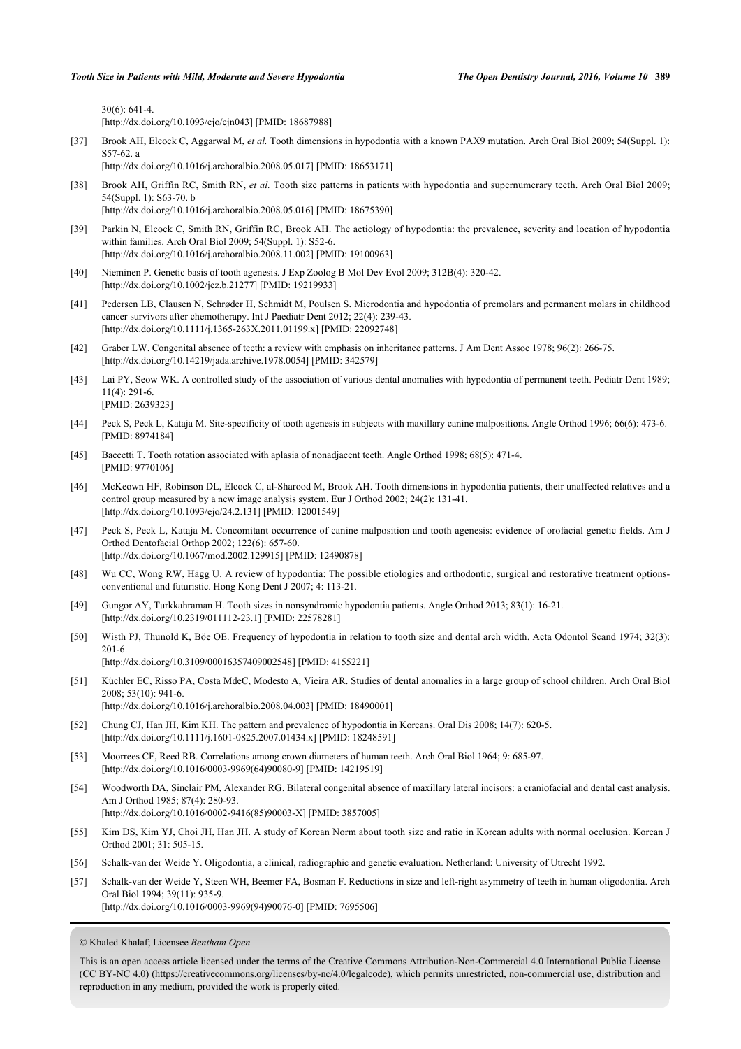30(6): 641-4.
[http://dx.doi.org/10.1093/ejo/cjn043] [PMID: 18687988]

[37] Brook AH, Elcock C, Aggarwal M, *et al.* Tooth dimensions in hypodontia with a known PAX9 mutation. Arch Oral Biol 2009; 54(Suppl. 1): S57-62. a
[http://dx.doi.org/10.1016/j.archoralbio.2008.05.017] [PMID: 18653171]

[38] Brook AH, Griffin RC, Smith RN, *et al.* Tooth size patterns in patients with hypodontia and supernumerary teeth. Arch Oral Biol 2009; 54(Suppl. 1): S63-70. b
[http://dx.doi.org/10.1016/j.archoralbio.2008.05.016] [PMID: 18675390]

[39] Parkin N, Elcock C, Smith RN, Griffin RC, Brook AH. The aetiology of hypodontia: the prevalence, severity and location of hypodontia within families. Arch Oral Biol 2009; 54(Suppl. 1): S52-6.
[http://dx.doi.org/10.1016/j.archoralbio.2008.11.002] [PMID: 19100963]

[40] Nieminen P. Genetic basis of tooth agenesis. J Exp Zoolog B Mol Dev Evol 2009; 312B(4): 320-42.
[http://dx.doi.org/10.1002/jez.b.21277] [PMID: 19219933]

[41] Pedersen LB, Clausen N, Schrøder H, Schmidt M, Poulsen S. Microdontia and hypodontia of premolars and permanent molars in childhood cancer survivors after chemotherapy. Int J Paediatr Dent 2012; 22(4): 239-43.
[http://dx.doi.org/10.1111/j.1365-263X.2011.01199.x] [PMID: 22092748]

[42] Graber LW. Congenital absence of teeth: a review with emphasis on inheritance patterns. J Am Dent Assoc 1978; 96(2): 266-75.
[http://dx.doi.org/10.14219/jada.archive.1978.0054] [PMID: 342579]

[43] Lai PY, Seow WK. A controlled study of the association of various dental anomalies with hypodontia of permanent teeth. Pediatr Dent 1989; 11(4): 291-6.
[PMID: 2639323]

[44] Peck S, Peck L, Kataja M. Site-specificity of tooth agenesis in subjects with maxillary canine malpositions. Angle Orthod 1996; 66(6): 473-6.
[PMID: 8974184]

[45] Baccetti T. Tooth rotation associated with aplasia of nonadjacent teeth. Angle Orthod 1998; 68(5): 471-4.
[PMID: 9770106]

[46] McKeown HF, Robinson DL, Elcock C, al-Sharood M, Brook AH. Tooth dimensions in hypodontia patients, their unaffected relatives and a control group measured by a new image analysis system. Eur J Orthod 2002; 24(2): 131-41.
[http://dx.doi.org/10.1093/ejo/24.2.131] [PMID: 12001549]

[47] Peck S, Peck L, Kataja M. Concomitant occurrence of canine malposition and tooth agenesis: evidence of orofacial genetic fields. Am J Orthod Dentofacial Orthop 2002; 122(6): 657-60.
[http://dx.doi.org/10.1067/mod.2002.129915] [PMID: 12490878]

[48] Wu CC, Wong RW, Hägg U. A review of hypodontia: The possible etiologies and orthodontic, surgical and restorative treatment options-conventional and futuristic. Hong Kong Dent J 2007; 4: 113-21.

[49] Gungor AY, Turkkahraman H. Tooth sizes in nonsyndromic hypodontia patients. Angle Orthod 2013; 83(1): 16-21.
[http://dx.doi.org/10.2319/011112-23.1] [PMID: 22578281]

[50] Wisth PJ, Thunold K, Böe OE. Frequency of hypodontia in relation to tooth size and dental arch width. Acta Odontol Scand 1974; 32(3): 201-6.
[http://dx.doi.org/10.3109/00016357409002548] [PMID: 4155221]

[51] Küchler EC, Risso PA, Costa MdeC, Modesto A, Vieira AR. Studies of dental anomalies in a large group of school children. Arch Oral Biol 2008; 53(10): 941-6.
[http://dx.doi.org/10.1016/j.archoralbio.2008.04.003] [PMID: 18490001]

[52] Chung CJ, Han JH, Kim KH. The pattern and prevalence of hypodontia in Koreans. Oral Dis 2008; 14(7): 620-5.
[http://dx.doi.org/10.1111/j.1601-0825.2007.01434.x] [PMID: 18248591]

[53] Moorrees CF, Reed RB. Correlations among crown diameters of human teeth. Arch Oral Biol 1964; 9: 685-97.
[http://dx.doi.org/10.1016/0003-9969(64)90080-9] [PMID: 14219519]

[54] Woodworth DA, Sinclair PM, Alexander RG. Bilateral congenital absence of maxillary lateral incisors: a craniofacial and dental cast analysis. Am J Orthod 1985; 87(4): 280-93.
[http://dx.doi.org/10.1016/0002-9416(85)90003-X] [PMID: 3857005]

[55] Kim DS, Kim YJ, Choi JH, Han JH. A study of Korean Norm about tooth size and ratio in Korean adults with normal occlusion. Korean J Orthod 2001; 31: 505-15.

[56] Schalk-van der Weide Y. Oligodontia, a clinical, radiographic and genetic evaluation. Netherland: University of Utrecht 1992.

[57] Schalk-van der Weide Y, Steen WH, Beemer FA, Bosman F. Reductions in size and left-right asymmetry of teeth in human oligodontia. Arch Oral Biol 1994; 39(11): 935-9.
[http://dx.doi.org/10.1016/0003-9969(94)90076-0] [PMID: 7695506]

© Khaled Khalaf; Licensee *Bentham Open*

This is an open access article licensed under the terms of the Creative Commons Attribution-Non-Commercial 4.0 International Public License (CC BY-NC 4.0) (https://creativecommons.org/licenses/by-nc/4.0/legalcode), which permits unrestricted, non-commercial use, distribution and reproduction in any medium, provided the work is properly cited.